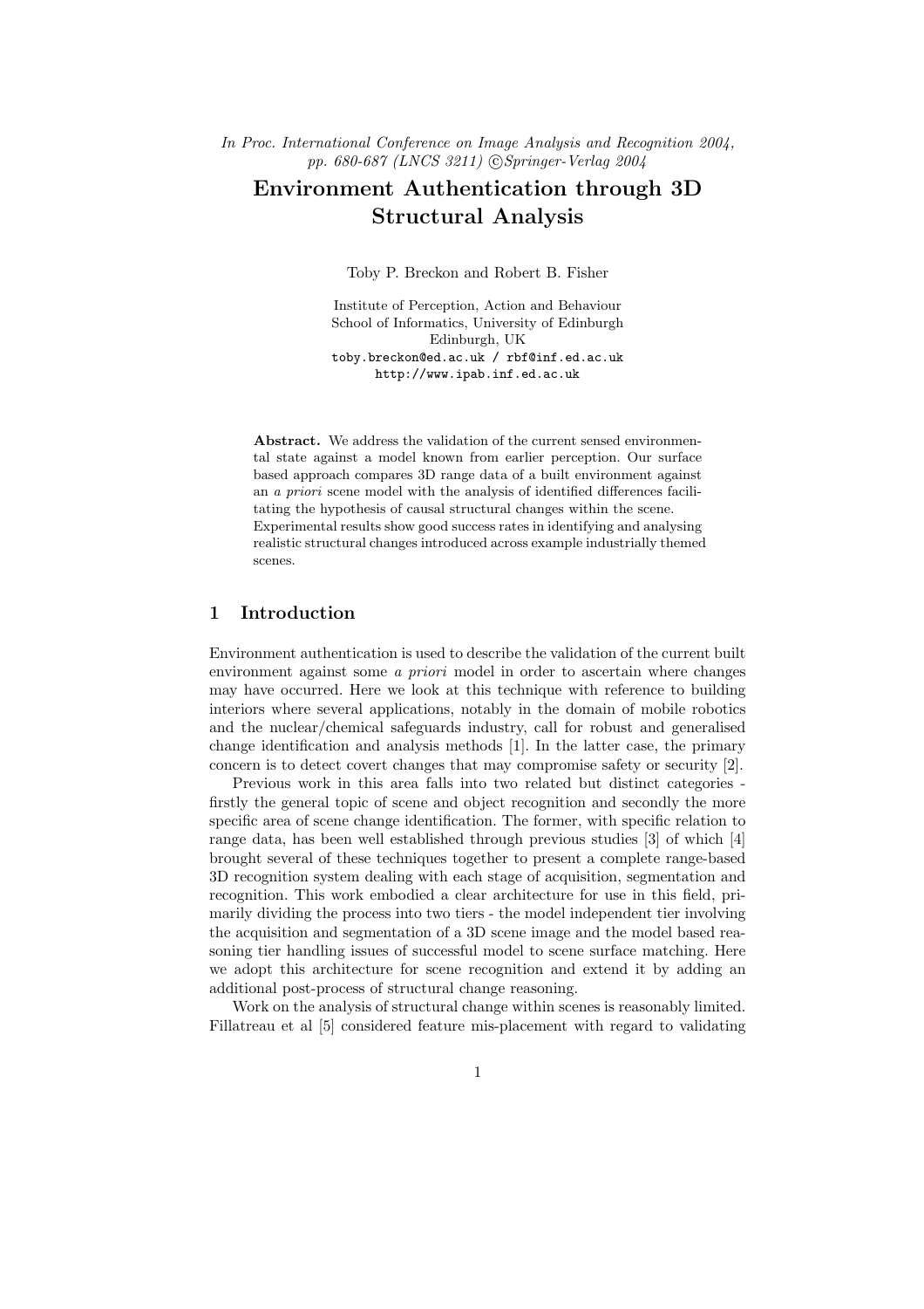*In Proc. International Conference on Image Analysis and Recognition 2004, pp. 680-687 (LNCS 3211) ©Springer-Verlag 2004*

# Environment Authentication through 3D Structural Analysis

Toby P. Breckon and Robert B. Fisher

Institute of Perception, Action and Behaviour
School of Informatics, University of Edinburgh
Edinburgh, UK
toby.breckon@ed.ac.uk / rbf@inf.ed.ac.uk
http://www.ipab.inf.ed.ac.uk

**Abstract.** We address the validation of the current sensed environmental state against a model known from earlier perception. Our surface based approach compares 3D range data of a built environment against an *a priori* scene model with the analysis of identified differences facilitating the hypothesis of causal structural changes within the scene. Experimental results show good success rates in identifying and analysing realistic structural changes introduced across example industrially themed scenes.

## 1 Introduction

Environment authentication is used to describe the validation of the current built environment against some *a priori* model in order to ascertain where changes may have occurred. Here we look at this technique with reference to building interiors where several applications, notably in the domain of mobile robotics and the nuclear/chemical safeguards industry, call for robust and generalised change identification and analysis methods [1]. In the latter case, the primary concern is to detect covert changes that may compromise safety or security [2].

Previous work in this area falls into two related but distinct categories - firstly the general topic of scene and object recognition and secondly the more specific area of scene change identification. The former, with specific relation to range data, has been well established through previous studies [3] of which [4] brought several of these techniques together to present a complete range-based 3D recognition system dealing with each stage of acquisition, segmentation and recognition. This work embodied a clear architecture for use in this field, primarily dividing the process into two tiers - the model independent tier involving the acquisition and segmentation of a 3D scene image and the model based reasoning tier handling issues of successful model to scene surface matching. Here we adopt this architecture for scene recognition and extend it by adding an additional post-process of structural change reasoning.

Work on the analysis of structural change within scenes is reasonably limited. Fillatreau et al [5] considered feature mis-placement with regard to validating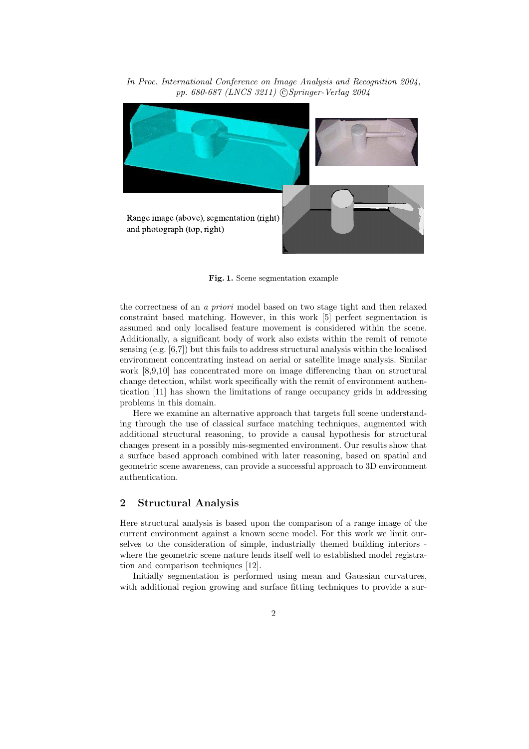Range image (above), segmentation (right) and photograph (top, right)

**Fig. 1.** Scene segmentation example

the correctness of an *a priori* model based on two stage tight and then relaxed constraint based matching. However, in this work [5] perfect segmentation is assumed and only localised feature movement is considered within the scene. Additionally, a significant body of work also exists within the remit of remote sensing (e.g. [6,7]) but this fails to address structural analysis within the localised environment concentrating instead on aerial or satellite image analysis. Similar work [8,9,10] has concentrated more on image differencing than on structural change detection, whilst work specifically with the remit of environment authentication [11] has shown the limitations of range occupancy grids in addressing problems in this domain.

Here we examine an alternative approach that targets full scene understanding through the use of classical surface matching techniques, augmented with additional structural reasoning, to provide a causal hypothesis for structural changes present in a possibly mis-segmented environment. Our results show that a surface based approach combined with later reasoning, based on spatial and geometric scene awareness, can provide a successful approach to 3D environment authentication.

## 2 Structural Analysis

Here structural analysis is based upon the comparison of a range image of the current environment against a known scene model. For this work we limit ourselves to the consideration of simple, industrially themed building interiors - where the geometric scene nature lends itself well to established model registration and comparison techniques [12].

Initially segmentation is performed using mean and Gaussian curvatures, with additional region growing and surface fitting techniques to provide a sur-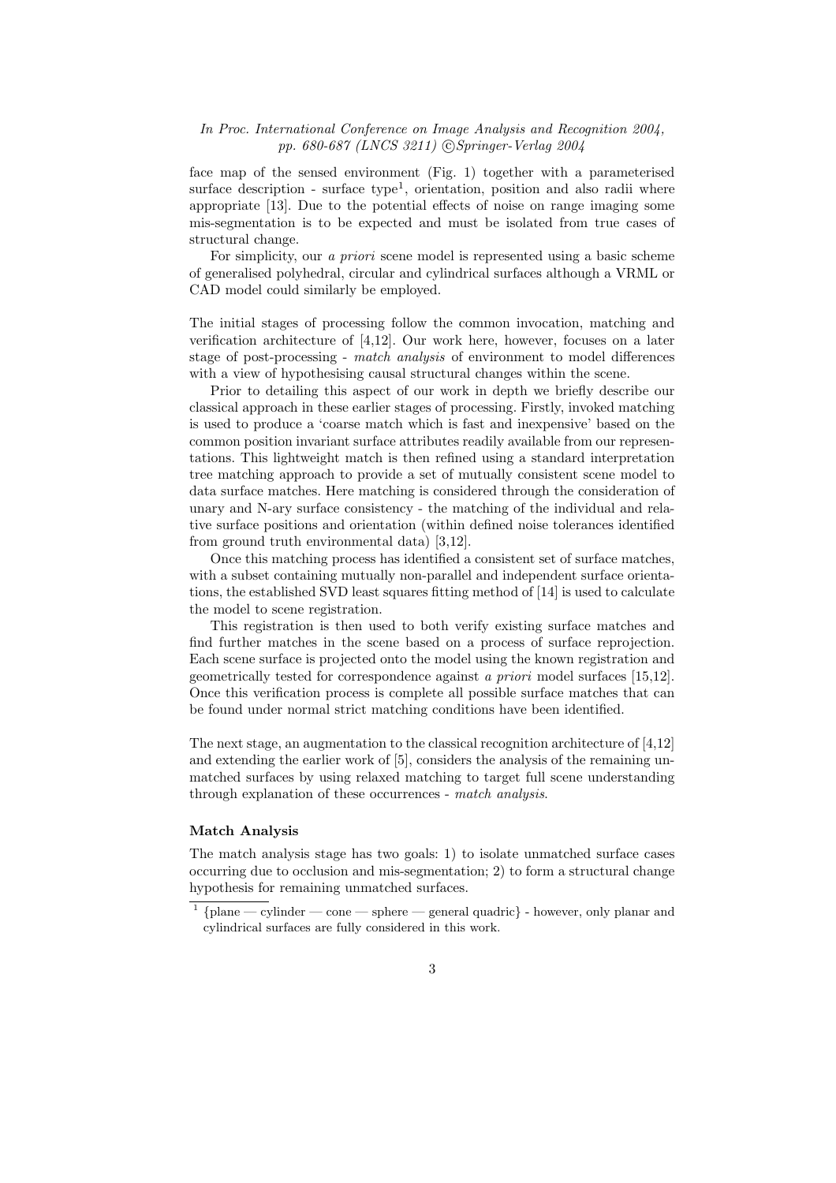face map of the sensed environment (Fig. 1) together with a parameterised surface description - surface type[1], orientation, position and also radii where appropriate [13]. Due to the potential effects of noise on range imaging some mis-segmentation is to be expected and must be isolated from true cases of structural change.

For simplicity, our *a priori* scene model is represented using a basic scheme of generalised polyhedral, circular and cylindrical surfaces although a VRML or CAD model could similarly be employed.

The initial stages of processing follow the common invocation, matching and verification architecture of [4,12]. Our work here, however, focuses on a later stage of post-processing - *match analysis* of environment to model differences with a view of hypothesising causal structural changes within the scene.

Prior to detailing this aspect of our work in depth we briefly describe our classical approach in these earlier stages of processing. Firstly, invoked matching is used to produce a 'coarse match which is fast and inexpensive' based on the common position invariant surface attributes readily available from our representations. This lightweight match is then refined using a standard interpretation tree matching approach to provide a set of mutually consistent scene model to data surface matches. Here matching is considered through the consideration of unary and N-ary surface consistency - the matching of the individual and relative surface positions and orientation (within defined noise tolerances identified from ground truth environmental data) [3,12].

Once this matching process has identified a consistent set of surface matches, with a subset containing mutually non-parallel and independent surface orientations, the established SVD least squares fitting method of [14] is used to calculate the model to scene registration.

This registration is then used to both verify existing surface matches and find further matches in the scene based on a process of surface reprojection. Each scene surface is projected onto the model using the known registration and geometrically tested for correspondence against *a priori* model surfaces [15,12]. Once this verification process is complete all possible surface matches that can be found under normal strict matching conditions have been identified.

The next stage, an augmentation to the classical recognition architecture of [4,12] and extending the earlier work of [5], considers the analysis of the remaining unmatched surfaces by using relaxed matching to target full scene understanding through explanation of these occurrences - *match analysis*.

**Match Analysis**

The match analysis stage has two goals: 1) to isolate unmatched surface cases occurring due to occlusion and mis-segmentation; 2) to form a structural change hypothesis for remaining unmatched surfaces.

[1] {plane — cylinder — cone — sphere — general quadric} - however, only planar and cylindrical surfaces are fully considered in this work.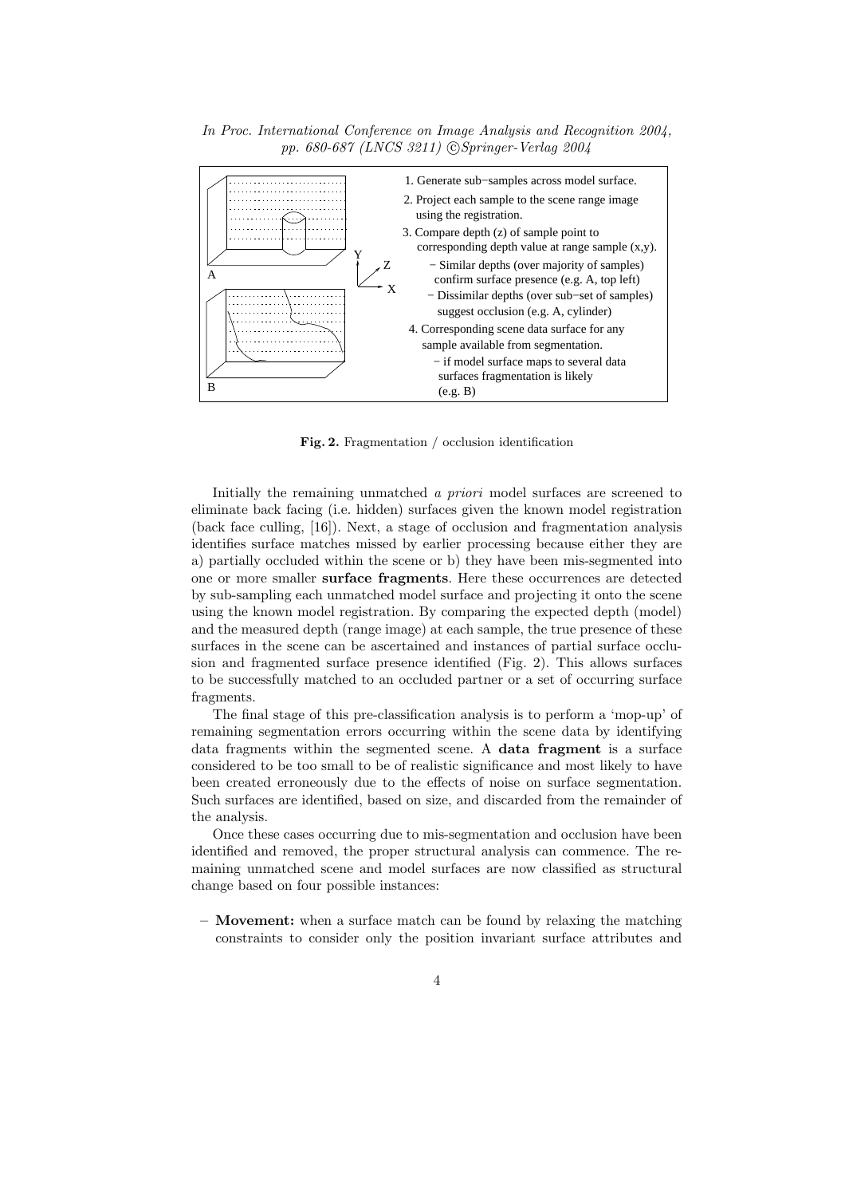A

B

Y

Z

X

1. Generate sub−samples across model surface.
2. Project each sample to the scene range image using the registration.
3. Compare depth (z) of sample point to corresponding depth value at range sample (x,y).
   − Similar depths (over majority of samples) confirm surface presence (e.g. A, top left)
   − Dissimilar depths (over sub−set of samples) suggest occlusion (e.g. A, cylinder)
4. Corresponding scene data surface for any sample available from segmentation.
   − if model surface maps to several data surfaces fragmentation is likely (e.g. B)

**Fig. 2.** Fragmentation / occlusion identification

Initially the remaining unmatched *a priori* model surfaces are screened to eliminate back facing (i.e. hidden) surfaces given the known model registration (back face culling, [16]). Next, a stage of occlusion and fragmentation analysis identifies surface matches missed by earlier processing because either they are a) partially occluded within the scene or b) they have been mis-segmented into one or more smaller **surface fragments**. Here these occurrences are detected by sub-sampling each unmatched model surface and projecting it onto the scene using the known model registration. By comparing the expected depth (model) and the measured depth (range image) at each sample, the true presence of these surfaces in the scene can be ascertained and instances of partial surface occlusion and fragmented surface presence identified (Fig. 2). This allows surfaces to be successfully matched to an occluded partner or a set of occurring surface fragments.

The final stage of this pre-classification analysis is to perform a 'mop-up' of remaining segmentation errors occurring within the scene data by identifying data fragments within the segmented scene. A **data fragment** is a surface considered to be too small to be of realistic significance and most likely to have been created erroneously due to the effects of noise on surface segmentation. Such surfaces are identified, based on size, and discarded from the remainder of the analysis.

Once these cases occurring due to mis-segmentation and occlusion have been identified and removed, the proper structural analysis can commence. The remaining unmatched scene and model surfaces are now classified as structural change based on four possible instances:

– **Movement:** when a surface match can be found by relaxing the matching constraints to consider only the position invariant surface attributes and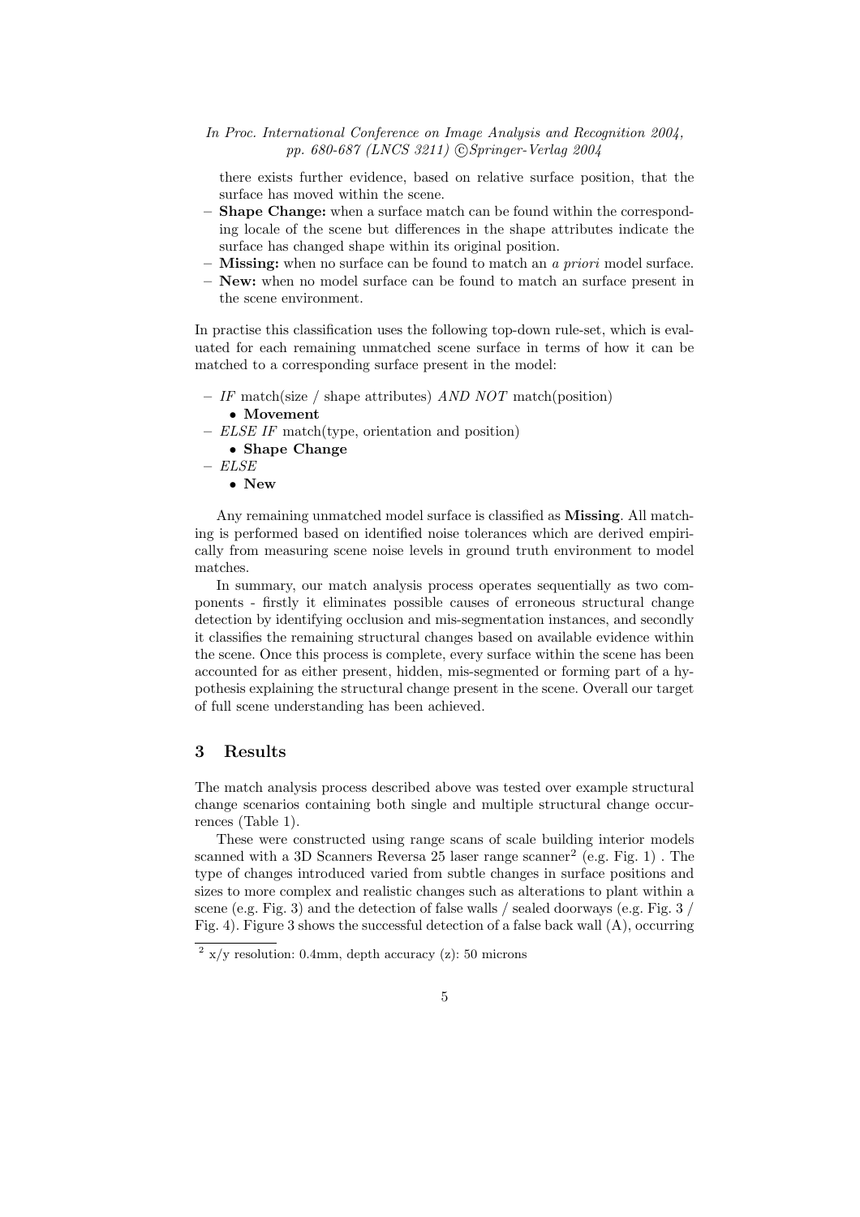there exists further evidence, based on relative surface position, that the surface has moved within the scene.

- **Shape Change:** when a surface match can be found within the corresponding locale of the scene but differences in the shape attributes indicate the surface has changed shape within its original position.
- **Missing:** when no surface can be found to match an *a priori* model surface.
- **New:** when no model surface can be found to match an surface present in the scene environment.

In practise this classification uses the following top-down rule-set, which is evaluated for each remaining unmatched scene surface in terms of how it can be matched to a corresponding surface present in the model:

- *IF* match(size / shape attributes) *AND NOT* match(position)
  - **Movement**
- *ELSE IF* match(type, orientation and position)
  - **Shape Change**
- *ELSE*
  - **New**

Any remaining unmatched model surface is classified as **Missing**. All matching is performed based on identified noise tolerances which are derived empirically from measuring scene noise levels in ground truth environment to model matches.

In summary, our match analysis process operates sequentially as two components - firstly it eliminates possible causes of erroneous structural change detection by identifying occlusion and mis-segmentation instances, and secondly it classifies the remaining structural changes based on available evidence within the scene. Once this process is complete, every surface within the scene has been accounted for as either present, hidden, mis-segmented or forming part of a hypothesis explaining the structural change present in the scene. Overall our target of full scene understanding has been achieved.

## 3 Results

The match analysis process described above was tested over example structural change scenarios containing both single and multiple structural change occurrences (Table 1).

These were constructed using range scans of scale building interior models scanned with a 3D Scanners Reversa 25 laser range scanner[2] (e.g. Fig. 1) . The type of changes introduced varied from subtle changes in surface positions and sizes to more complex and realistic changes such as alterations to plant within a scene (e.g. Fig. 3) and the detection of false walls / sealed doorways (e.g. Fig. 3 / Fig. 4). Figure 3 shows the successful detection of a false back wall (A), occurring

[2] x/y resolution: 0.4mm, depth accuracy (z): 50 microns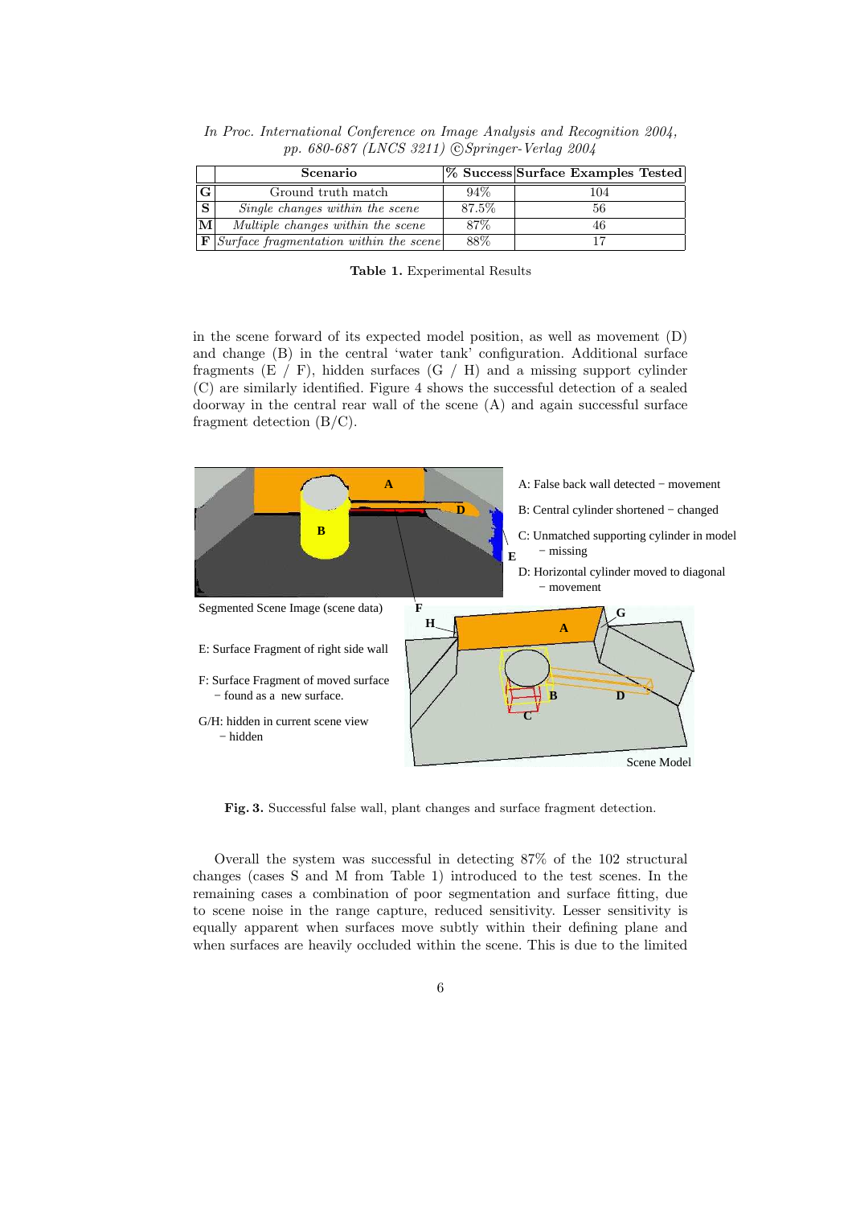| | Scenario | % Success | Surface Examples Tested |
|---|---|---|---|
| **G** | Ground truth match | 94% | 104 |
| **S** | *Single changes within the scene* | 87.5% | 56 |
| **M** | *Multiple changes within the scene* | 87% | 46 |
| **F** | *Surface fragmentation within the scene* | 88% | 17 |

**Table 1.** Experimental Results

in the scene forward of its expected model position, as well as movement (D) and change (B) in the central 'water tank' configuration. Additional surface fragments (E / F), hidden surfaces (G / H) and a missing support cylinder (C) are similarly identified. Figure 4 shows the successful detection of a sealed doorway in the central rear wall of the scene (A) and again successful surface fragment detection (B/C).

**Fig. 3.** Successful false wall, plant changes and surface fragment detection.

Overall the system was successful in detecting 87% of the 102 structural changes (cases S and M from Table 1) introduced to the test scenes. In the remaining cases a combination of poor segmentation and surface fitting, due to scene noise in the range capture, reduced sensitivity. Lesser sensitivity is equally apparent when surfaces move subtly within their defining plane and when surfaces are heavily occluded within the scene. This is due to the limited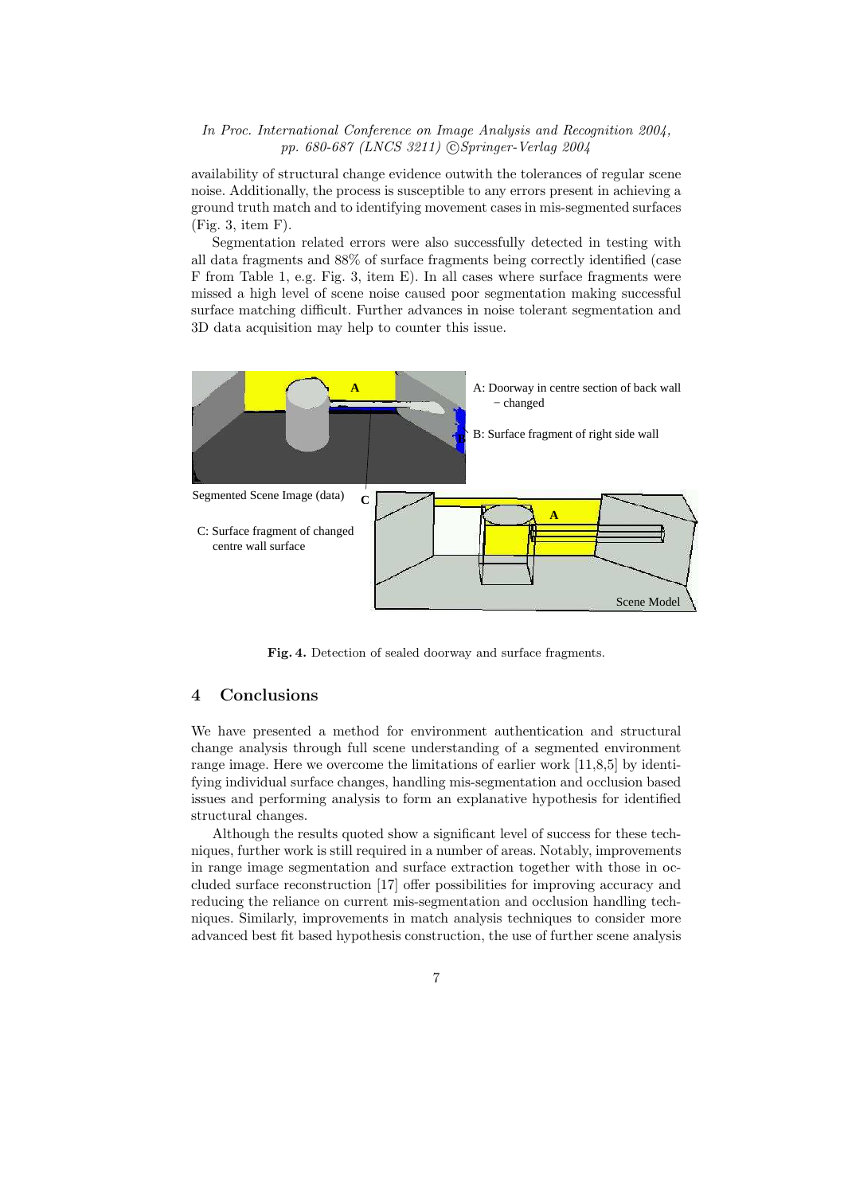availability of structural change evidence outwith the tolerances of regular scene noise. Additionally, the process is susceptible to any errors present in achieving a ground truth match and to identifying movement cases in mis-segmented surfaces (Fig. 3, item F).

Segmentation related errors were also successfully detected in testing with all data fragments and 88% of surface fragments being correctly identified (case F from Table 1, e.g. Fig. 3, item E). In all cases where surface fragments were missed a high level of scene noise caused poor segmentation making successful surface matching difficult. Further advances in noise tolerant segmentation and 3D data acquisition may help to counter this issue.

A: Doorway in centre section of back wall – changed

B: Surface fragment of right side wall

Segmented Scene Image (data)

C: Surface fragment of changed centre wall surface

Scene Model

**Fig. 4.** Detection of sealed doorway and surface fragments.

## 4 Conclusions

We have presented a method for environment authentication and structural change analysis through full scene understanding of a segmented environment range image. Here we overcome the limitations of earlier work [11,8,5] by identifying individual surface changes, handling mis-segmentation and occlusion based issues and performing analysis to form an explanative hypothesis for identified structural changes.

Although the results quoted show a significant level of success for these techniques, further work is still required in a number of areas. Notably, improvements in range image segmentation and surface extraction together with those in occluded surface reconstruction [17] offer possibilities for improving accuracy and reducing the reliance on current mis-segmentation and occlusion handling techniques. Similarly, improvements in match analysis techniques to consider more advanced best fit based hypothesis construction, the use of further scene analysis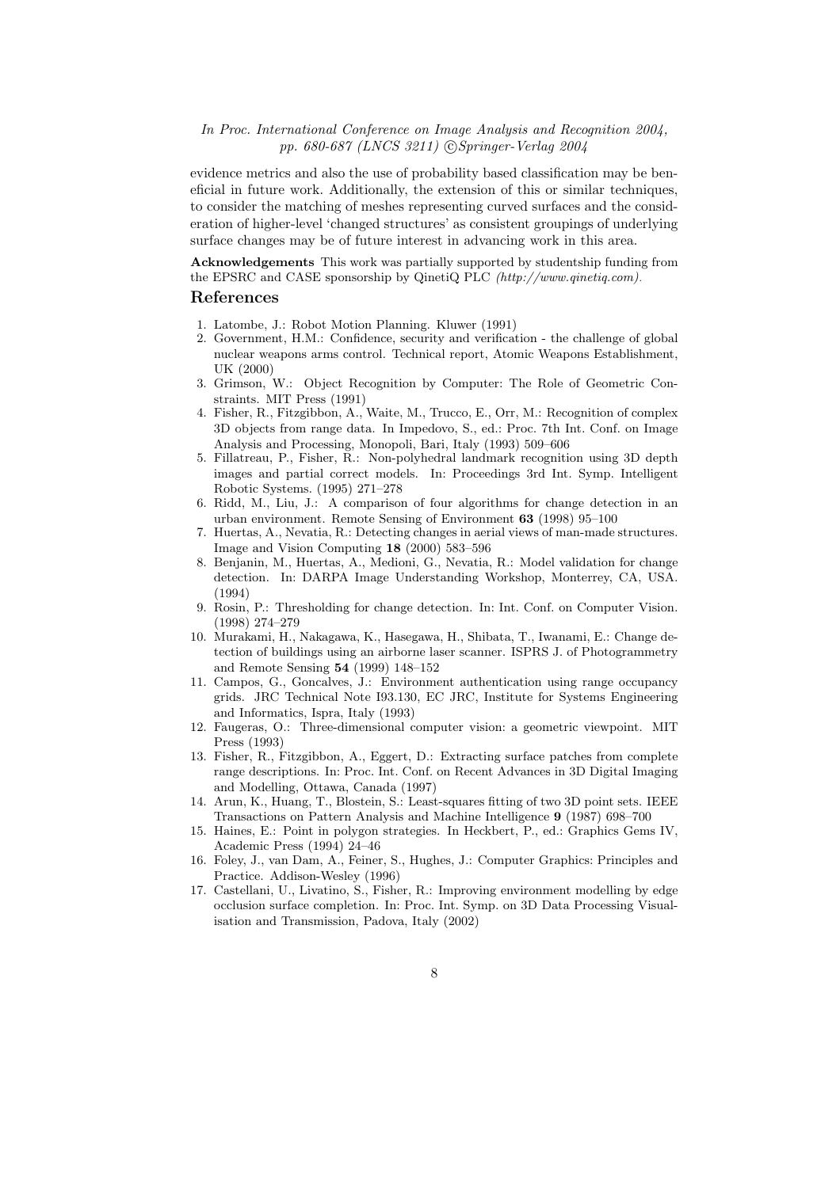evidence metrics and also the use of probability based classification may be beneficial in future work. Additionally, the extension of this or similar techniques, to consider the matching of meshes representing curved surfaces and the consideration of higher-level 'changed structures' as consistent groupings of underlying surface changes may be of future interest in advancing work in this area.

**Acknowledgements** This work was partially supported by studentship funding from the EPSRC and CASE sponsorship by QinetiQ PLC *(http://www.qinetiq.com)*.

## References

1. Latombe, J.: Robot Motion Planning. Kluwer (1991)
2. Government, H.M.: Confidence, security and verification - the challenge of global nuclear weapons arms control. Technical report, Atomic Weapons Establishment, UK (2000)
3. Grimson, W.: Object Recognition by Computer: The Role of Geometric Constraints. MIT Press (1991)
4. Fisher, R., Fitzgibbon, A., Waite, M., Trucco, E., Orr, M.: Recognition of complex 3D objects from range data. In Impedovo, S., ed.: Proc. 7th Int. Conf. on Image Analysis and Processing, Monopoli, Bari, Italy (1993) 509–606
5. Fillatreau, P., Fisher, R.: Non-polyhedral landmark recognition using 3D depth images and partial correct models. In: Proceedings 3rd Int. Symp. Intelligent Robotic Systems. (1995) 271–278
6. Ridd, M., Liu, J.: A comparison of four algorithms for change detection in an urban environment. Remote Sensing of Environment **63** (1998) 95–100
7. Huertas, A., Nevatia, R.: Detecting changes in aerial views of man-made structures. Image and Vision Computing **18** (2000) 583–596
8. Benjanin, M., Huertas, A., Medioni, G., Nevatia, R.: Model validation for change detection. In: DARPA Image Understanding Workshop, Monterrey, CA, USA. (1994)
9. Rosin, P.: Thresholding for change detection. In: Int. Conf. on Computer Vision. (1998) 274–279
10. Murakami, H., Nakagawa, K., Hasegawa, H., Shibata, T., Iwanami, E.: Change detection of buildings using an airborne laser scanner. ISPRS J. of Photogrammetry and Remote Sensing **54** (1999) 148–152
11. Campos, G., Goncalves, J.: Environment authentication using range occupancy grids. JRC Technical Note I93.130, EC JRC, Institute for Systems Engineering and Informatics, Ispra, Italy (1993)
12. Faugeras, O.: Three-dimensional computer vision: a geometric viewpoint. MIT Press (1993)
13. Fisher, R., Fitzgibbon, A., Eggert, D.: Extracting surface patches from complete range descriptions. In: Proc. Int. Conf. on Recent Advances in 3D Digital Imaging and Modelling, Ottawa, Canada (1997)
14. Arun, K., Huang, T., Blostein, S.: Least-squares fitting of two 3D point sets. IEEE Transactions on Pattern Analysis and Machine Intelligence **9** (1987) 698–700
15. Haines, E.: Point in polygon strategies. In Heckbert, P., ed.: Graphics Gems IV, Academic Press (1994) 24–46
16. Foley, J., van Dam, A., Feiner, S., Hughes, J.: Computer Graphics: Principles and Practice. Addison-Wesley (1996)
17. Castellani, U., Livatino, S., Fisher, R.: Improving environment modelling by edge occlusion surface completion. In: Proc. Int. Symp. on 3D Data Processing Visualisation and Transmission, Padova, Italy (2002)